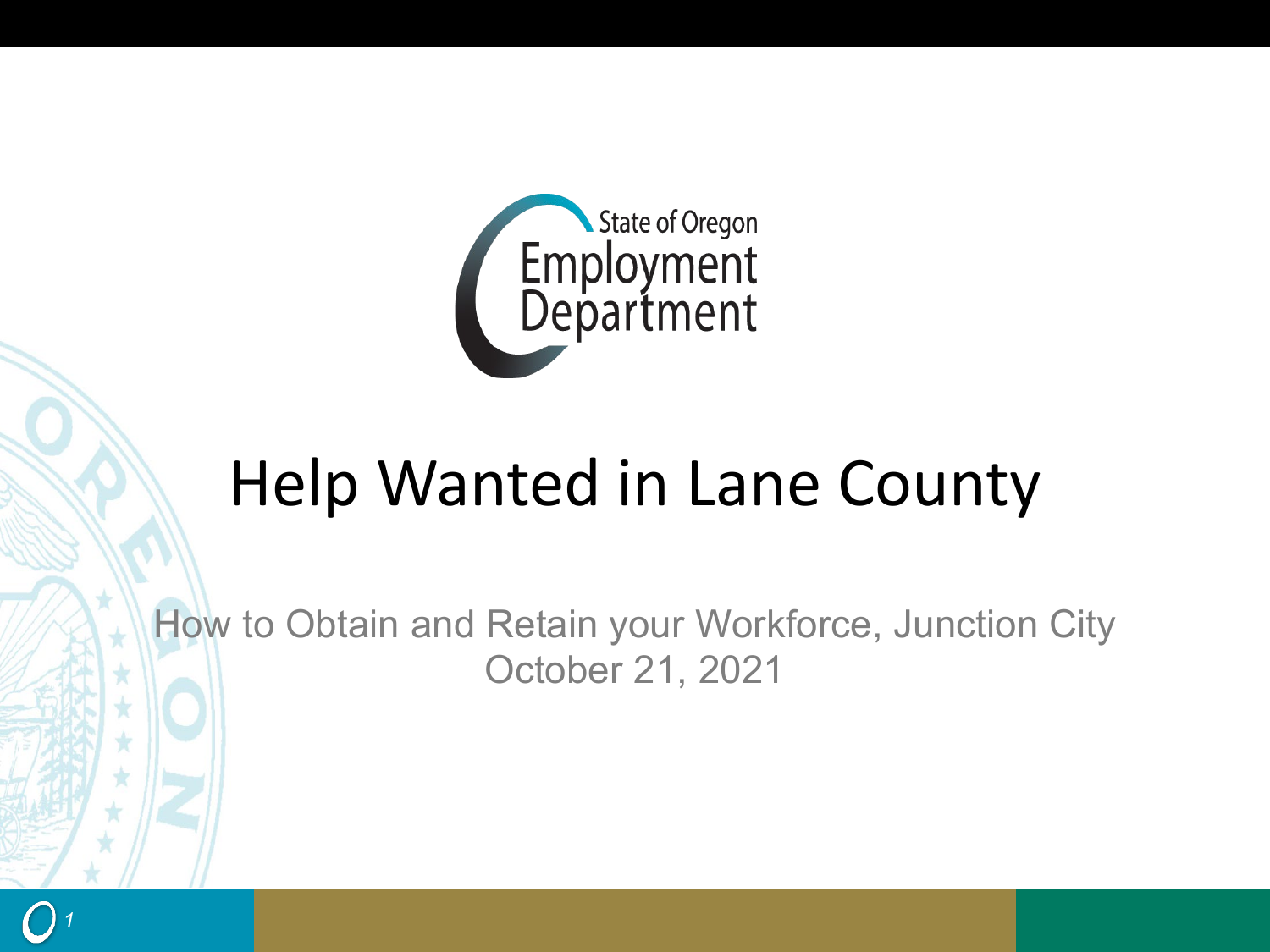State of Oregon Employment Department

# Help Wanted in Lane County

How to Obtain and Retain your Workforce, Junction City
October 21, 2021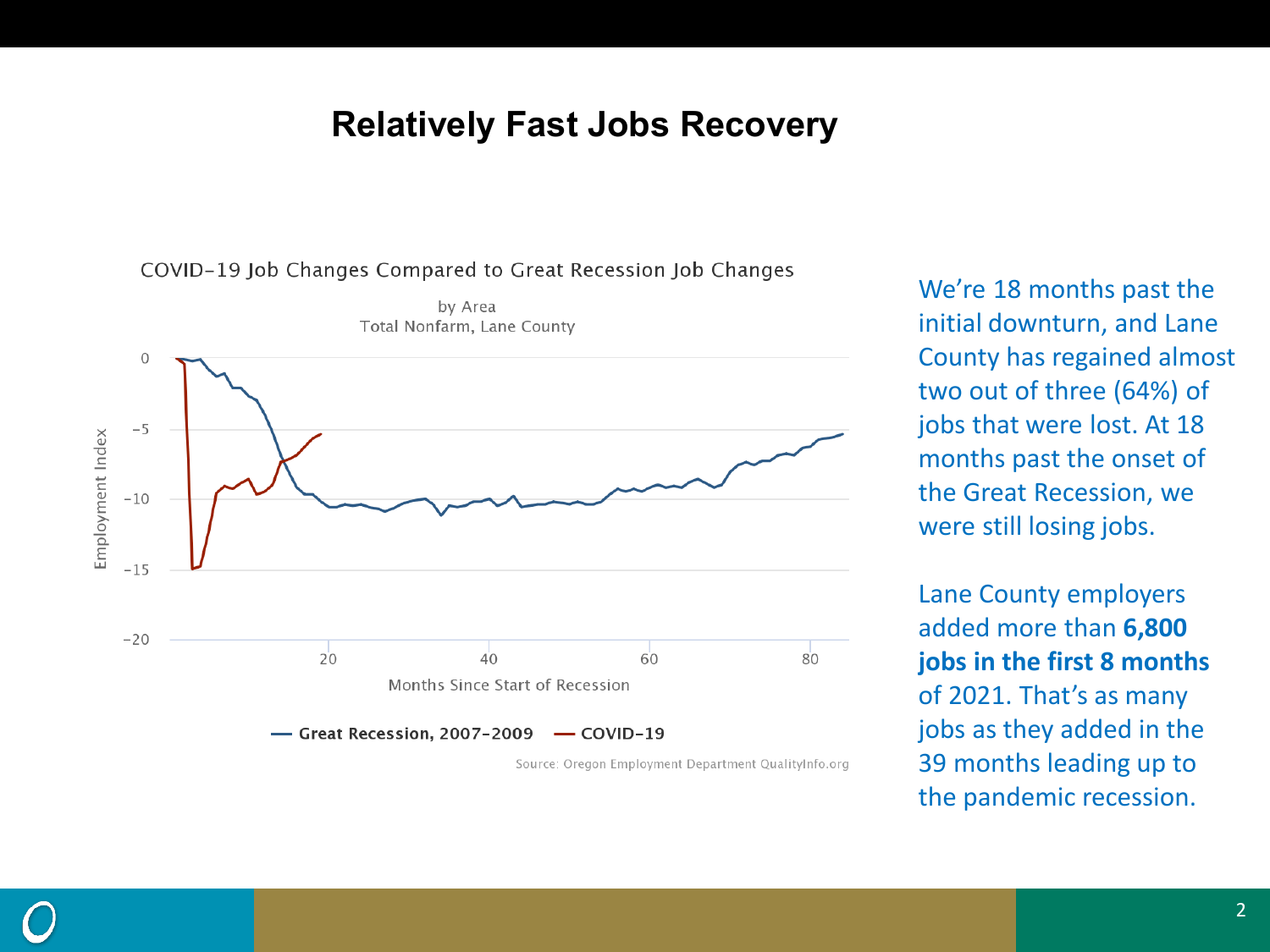# Relatively Fast Jobs Recovery

COVID-19 Job Changes Compared to Great Recession Job Changes

by Area
Total Nonfarm, Lane County

Source: Oregon Employment Department QualityInfo.org

We're 18 months past the initial downturn, and Lane County has regained almost two out of three (64%) of jobs that were lost. At 18 months past the onset of the Great Recession, we were still losing jobs.

Lane County employers added more than **6,800 jobs in the first 8 months** of 2021. That's as many jobs as they added in the 39 months leading up to the pandemic recession.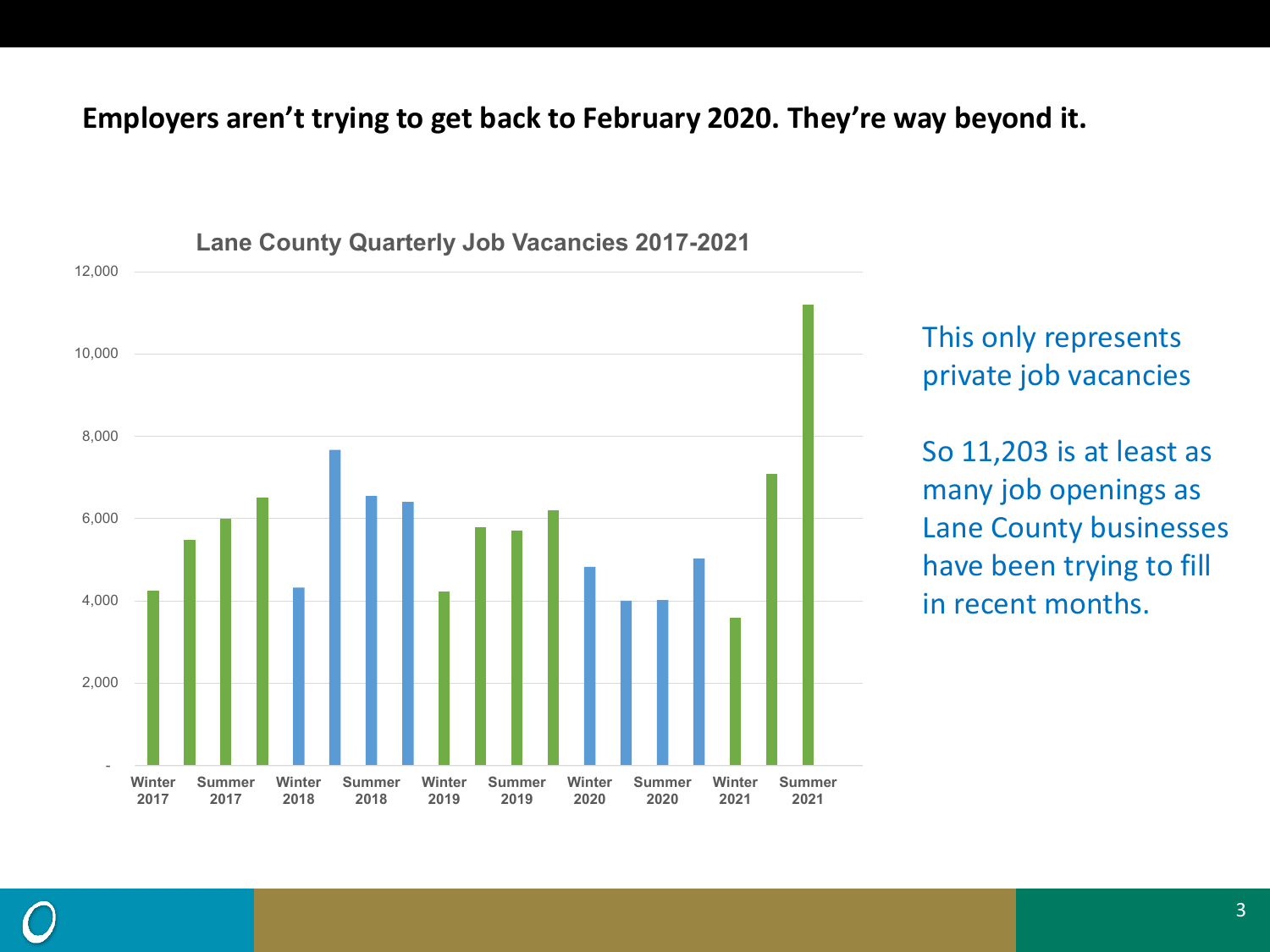# Employers aren't trying to get back to February 2020. They're way beyond it.

**Lane County Quarterly Job Vacancies 2017-2021**

This only represents private job vacancies

So 11,203 is at least as many job openings as Lane County businesses have been trying to fill in recent months.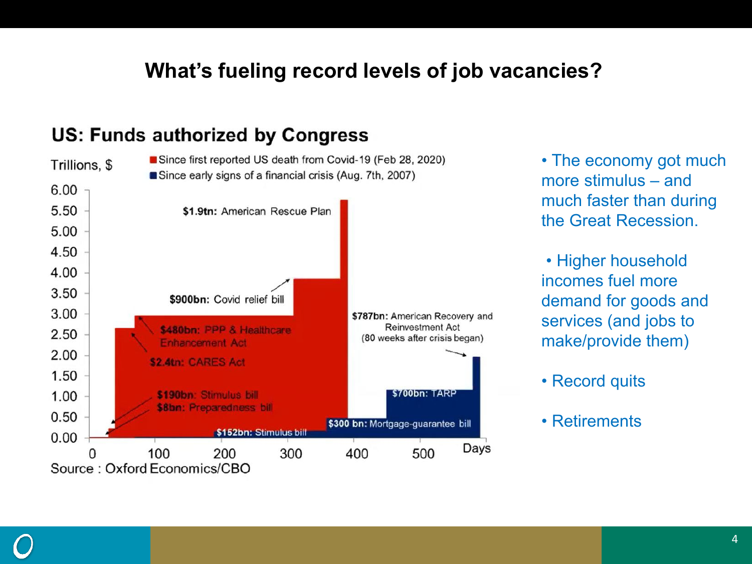# What's fueling record levels of job vacancies?

## US: Funds authorized by Congress

Trillions, $

- Since first reported US death from Covid-19 (Feb 28, 2020)
- Since early signs of a financial crisis (Aug. 7th, 2007)

$1.9tn: American Rescue Plan

$900bn: Covid relief bill

$480bn: PPP & Healthcare Enhancement Act

$2.4tn: CARES Act

$190bn: Stimulus bill

$8bn: Preparedness bill

$152bn: Stimulus bill

$787bn: American Recovery and Reinvestment Act (80 weeks after crisis began)

$700bn: TARP

$300 bn: Mortgage-guarantee bill

Days

Source : Oxford Economics/CBO

- The economy got much more stimulus – and much faster than during the Great Recession.
- Higher household incomes fuel more demand for goods and services (and jobs to make/provide them)
- Record quits
- Retirements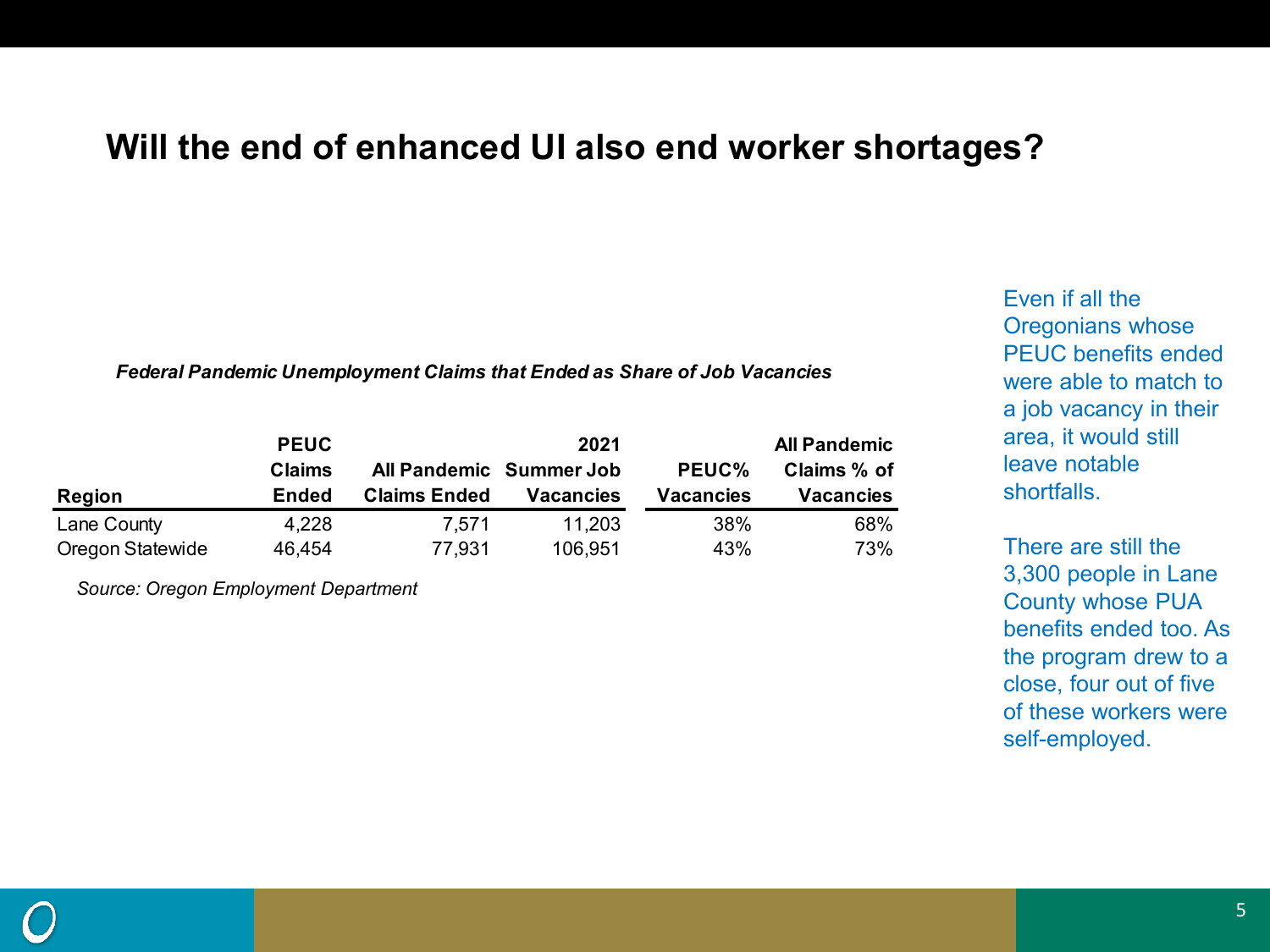# Will the end of enhanced UI also end worker shortages?

***Federal Pandemic Unemployment Claims that Ended as Share of Job Vacancies***

| Region | PEUC Claims Ended | All Pandemic Claims Ended | 2021 Summer Job Vacancies | PEUC% Vacancies | All Pandemic Claims % of Vacancies |
|---|---|---|---|---|---|
| Lane County | 4,228 | 7,571 | 11,203 | 38% | 68% |
| Oregon Statewide | 46,454 | 77,931 | 106,951 | 43% | 73% |

*Source: Oregon Employment Department*

Even if all the Oregonians whose PEUC benefits ended were able to match to a job vacancy in their area, it would still leave notable shortfalls.

There are still the 3,300 people in Lane County whose PUA benefits ended too. As the program drew to a close, four out of five of these workers were self-employed.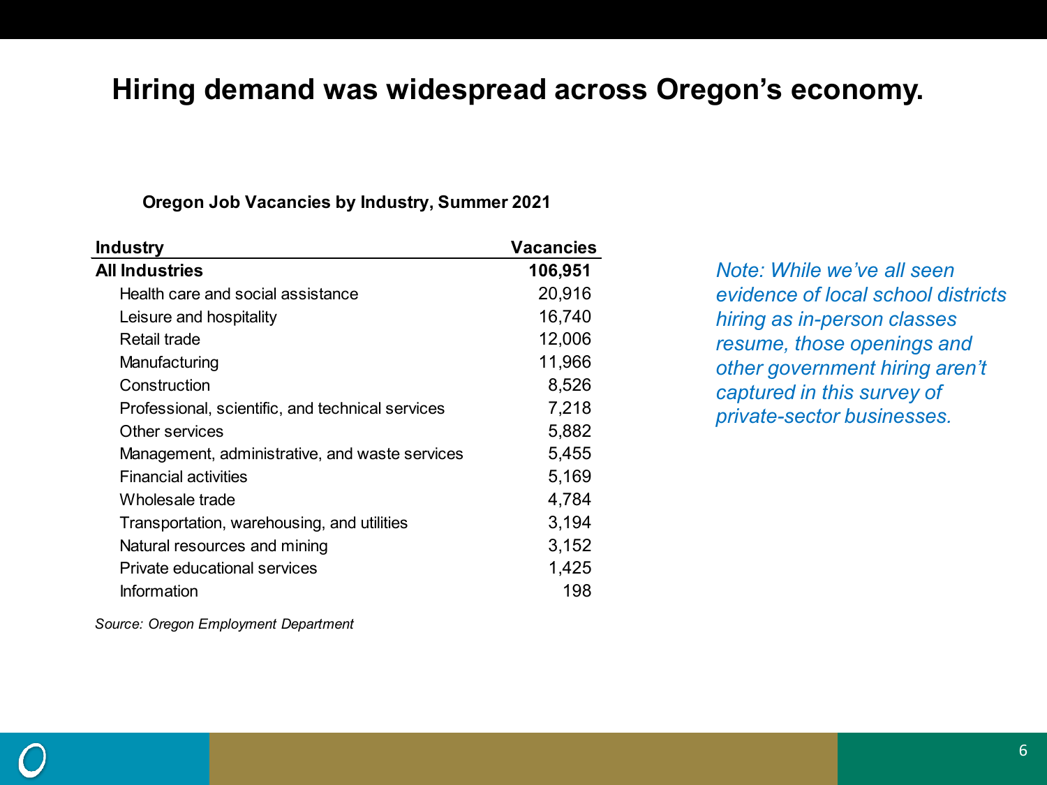# Hiring demand was widespread across Oregon's economy.

**Oregon Job Vacancies by Industry, Summer 2021**

| Industry | Vacancies |
|---|---|
| **All Industries** | **106,951** |
| Health care and social assistance | 20,916 |
| Leisure and hospitality | 16,740 |
| Retail trade | 12,006 |
| Manufacturing | 11,966 |
| Construction | 8,526 |
| Professional, scientific, and technical services | 7,218 |
| Other services | 5,882 |
| Management, administrative, and waste services | 5,455 |
| Financial activities | 5,169 |
| Wholesale trade | 4,784 |
| Transportation, warehousing, and utilities | 3,194 |
| Natural resources and mining | 3,152 |
| Private educational services | 1,425 |
| Information | 198 |

*Source: Oregon Employment Department*

*Note: While we've all seen evidence of local school districts hiring as in-person classes resume, those openings and other government hiring aren't captured in this survey of private-sector businesses.*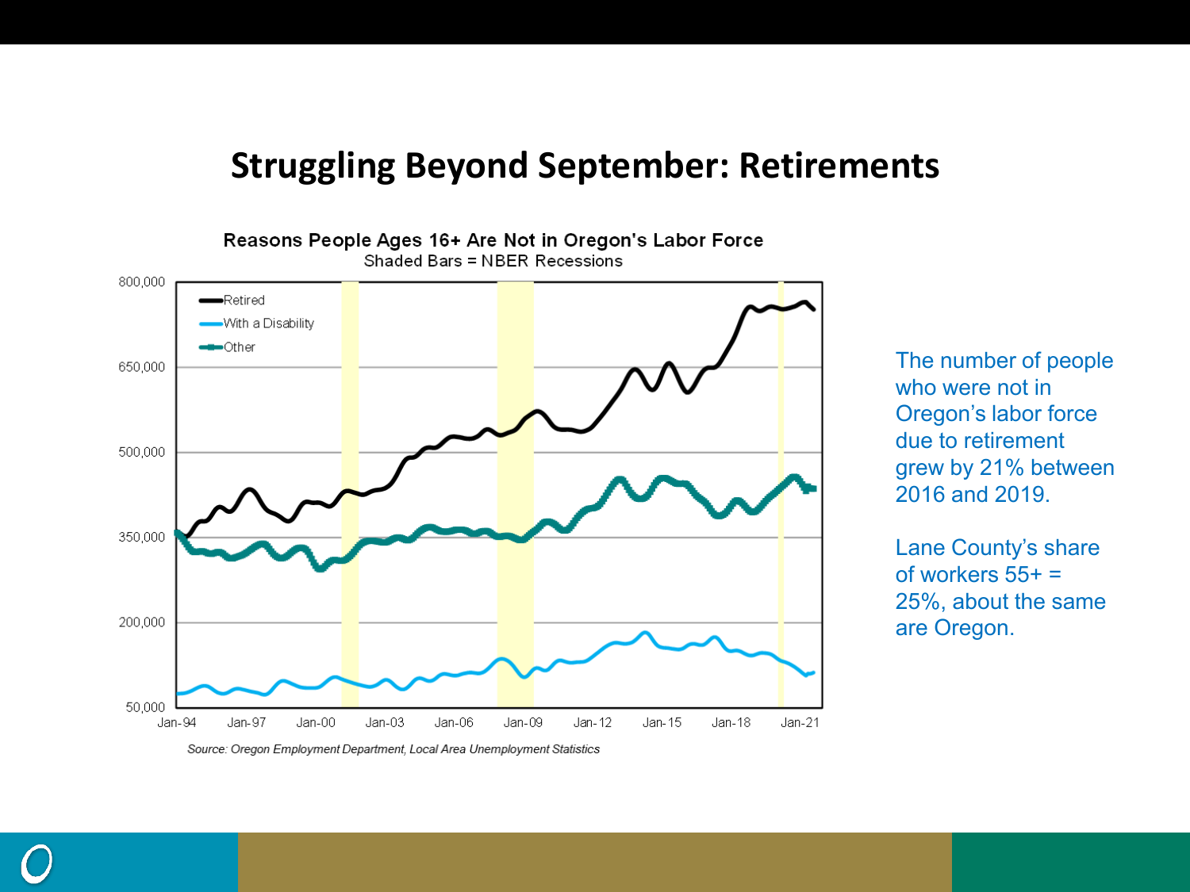# Struggling Beyond September: Retirements

**Reasons People Ages 16+ Are Not in Oregon's Labor Force**
Shaded Bars = NBER Recessions

- Retired
- With a Disability
- Other

*Source: Oregon Employment Department, Local Area Unemployment Statistics*

The number of people who were not in Oregon's labor force due to retirement grew by 21% between 2016 and 2019.

Lane County's share of workers 55+ = 25%, about the same are Oregon.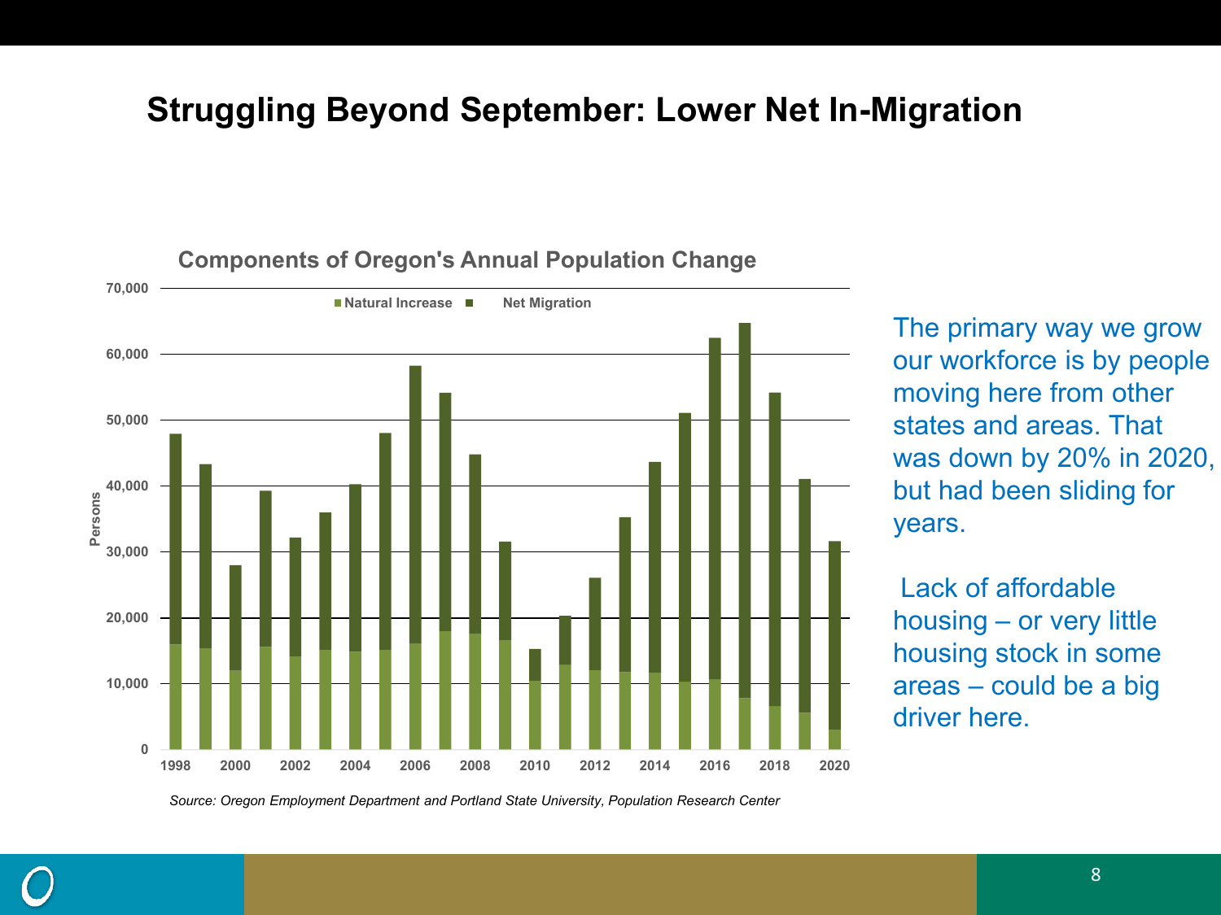# Struggling Beyond September: Lower Net In-Migration

**Components of Oregon's Annual Population Change**

Natural Increase ■ Net Migration

*Source: Oregon Employment Department and Portland State University, Population Research Center*

The primary way we grow our workforce is by people moving here from other states and areas. That was down by 20% in 2020, but had been sliding for years.

Lack of affordable housing – or very little housing stock in some areas – could be a big driver here.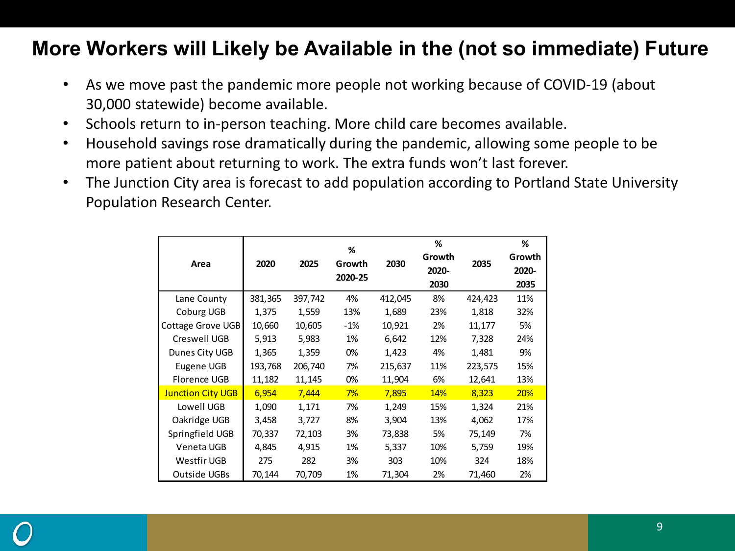# More Workers will Likely be Available in the (not so immediate) Future

- As we move past the pandemic more people not working because of COVID-19 (about 30,000 statewide) become available.
- Schools return to in-person teaching. More child care becomes available.
- Household savings rose dramatically during the pandemic, allowing some people to be more patient about returning to work. The extra funds won't last forever.
- The Junction City area is forecast to add population according to Portland State University Population Research Center.

| Area | 2020 | 2025 | % Growth 2020-25 | 2030 | % Growth 2020-2030 | 2035 | % Growth 2020-2035 |
|---|---|---|---|---|---|---|---|
| Lane County | 381,365 | 397,742 | 4% | 412,045 | 8% | 424,423 | 11% |
| Coburg UGB | 1,375 | 1,559 | 13% | 1,689 | 23% | 1,818 | 32% |
| Cottage Grove UGB | 10,660 | 10,605 | -1% | 10,921 | 2% | 11,177 | 5% |
| Creswell UGB | 5,913 | 5,983 | 1% | 6,642 | 12% | 7,328 | 24% |
| Dunes City UGB | 1,365 | 1,359 | 0% | 1,423 | 4% | 1,481 | 9% |
| Eugene UGB | 193,768 | 206,740 | 7% | 215,637 | 11% | 223,575 | 15% |
| Florence UGB | 11,182 | 11,145 | 0% | 11,904 | 6% | 12,641 | 13% |
| Junction City UGB | 6,954 | 7,444 | 7% | 7,895 | 14% | 8,323 | 20% |
| Lowell UGB | 1,090 | 1,171 | 7% | 1,249 | 15% | 1,324 | 21% |
| Oakridge UGB | 3,458 | 3,727 | 8% | 3,904 | 13% | 4,062 | 17% |
| Springfield UGB | 70,337 | 72,103 | 3% | 73,838 | 5% | 75,149 | 7% |
| Veneta UGB | 4,845 | 4,915 | 1% | 5,337 | 10% | 5,759 | 19% |
| Westfir UGB | 275 | 282 | 3% | 303 | 10% | 324 | 18% |
| Outside UGBs | 70,144 | 70,709 | 1% | 71,304 | 2% | 71,460 | 2% |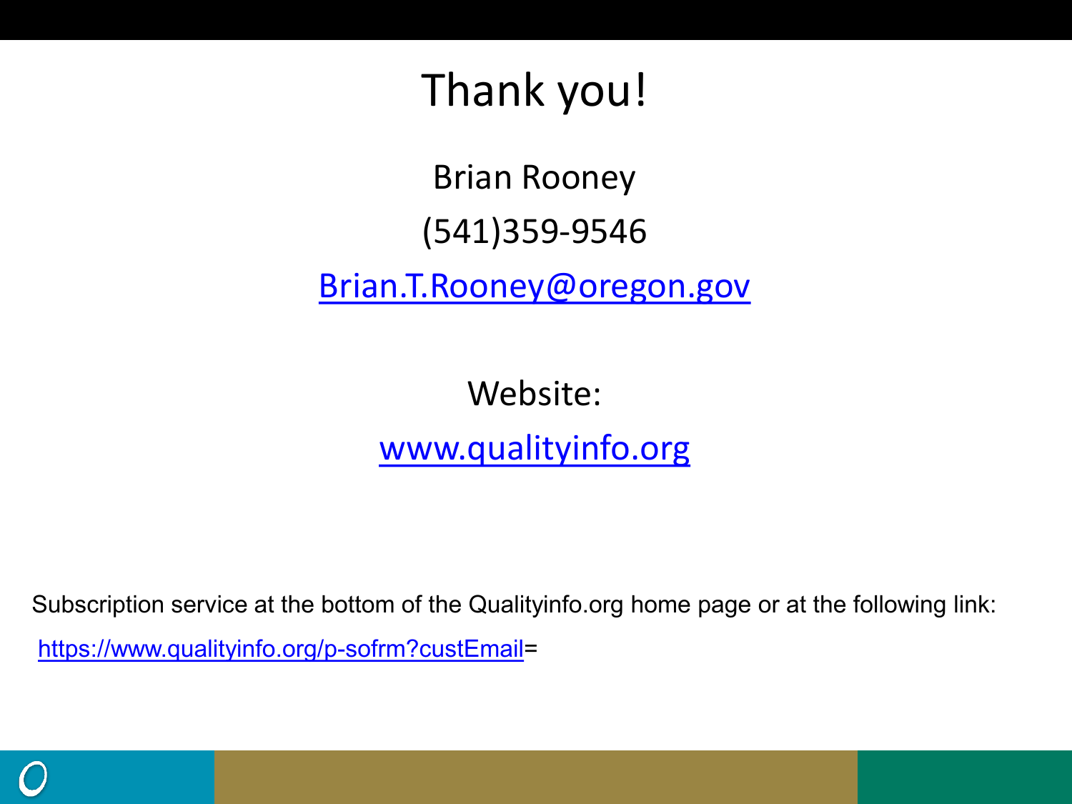# Thank you!

Brian Rooney

(541)359-9546

Brian.T.Rooney@oregon.gov

Website:

www.qualityinfo.org

Subscription service at the bottom of the Qualityinfo.org home page or at the following link:

https://www.qualityinfo.org/p-sofrm?custEmail=